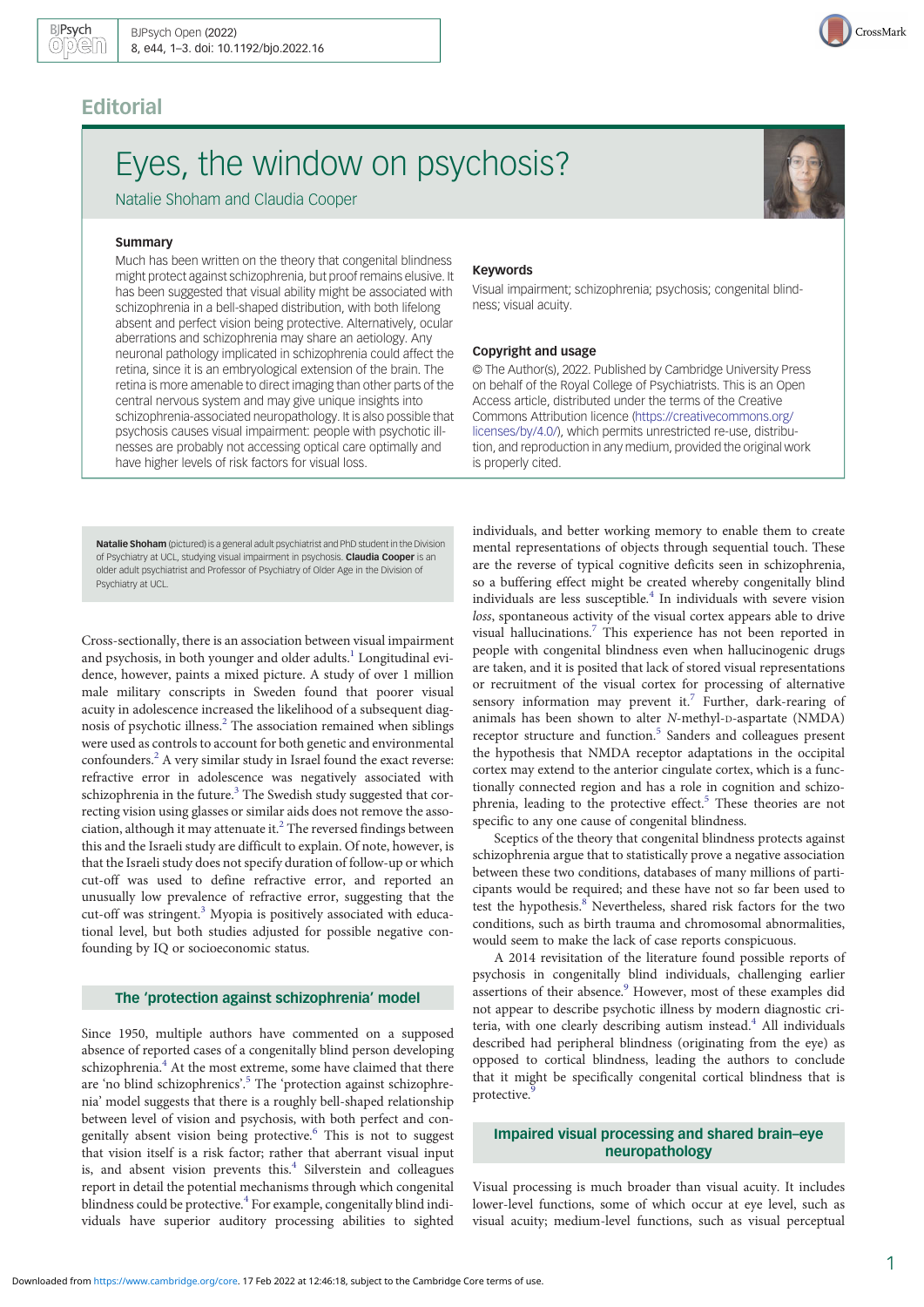## Editorial

# Eyes, the window on psychosis?

Natalie Shoham and Claudia Cooper

### Summary

Much has been written on the theory that congenital blindness might protect against schizophrenia, but proof remains elusive. It has been suggested that visual ability might be associated with schizophrenia in a bell-shaped distribution, with both lifelong absent and perfect vision being protective. Alternatively, ocular aberrations and schizophrenia may share an aetiology. Any neuronal pathology implicated in schizophrenia could affect the retina, since it is an embryological extension of the brain. The retina is more amenable to direct imaging than other parts of the central nervous system and may give unique insights into schizophrenia-associated neuropathology. It is also possible that psychosis causes visual impairment: people with psychotic illnesses are probably not accessing optical care optimally and have higher levels of risk factors for visual loss.

### Keywords

Visual impairment; schizophrenia; psychosis; congenital blindness; visual acuity.

### Copyright and usage

© The Author(s), 2022. Published by Cambridge University Press on behalf of the Royal College of Psychiatrists. This is an Open Access article, distributed under the terms of the Creative Commons Attribution licence (https://creativecommons.org/licenses/by/4.0/), which permits unrestricted re-use, distribution, and reproduction in any medium, provided the original work is properly cited.

**Natalie Shoham** (pictured) is a general adult psychiatrist and PhD student in the Division of Psychiatry at UCL, studying visual impairment in psychosis. **Claudia Cooper** is an older adult psychiatrist and Professor of Psychiatry of Older Age in the Division of Psychiatry at UCL.

Cross-sectionally, there is an association between visual impairment and psychosis, in both younger and older adults.[1] Longitudinal evidence, however, paints a mixed picture. A study of over 1 million male military conscripts in Sweden found that poorer visual acuity in adolescence increased the likelihood of a subsequent diagnosis of psychotic illness.[2] The association remained when siblings were used as controls to account for both genetic and environmental confounders.[2] A very similar study in Israel found the exact reverse: refractive error in adolescence was negatively associated with schizophrenia in the future.[3] The Swedish study suggested that correcting vision using glasses or similar aids does not remove the association, although it may attenuate it.[2] The reversed findings between this and the Israeli study are difficult to explain. Of note, however, is that the Israeli study does not specify duration of follow-up or which cut-off was used to define refractive error, and reported an unusually low prevalence of refractive error, suggesting that the cut-off was stringent.[3] Myopia is positively associated with educational level, but both studies adjusted for possible negative confounding by IQ or socioeconomic status.

## The 'protection against schizophrenia' model

Since 1950, multiple authors have commented on a supposed absence of reported cases of a congenitally blind person developing schizophrenia.[4] At the most extreme, some have claimed that there are 'no blind schizophrenics'.[5] The 'protection against schizophrenia' model suggests that there is a roughly bell-shaped relationship between level of vision and psychosis, with both perfect and congenitally absent vision being protective.[6] This is not to suggest that vision itself is a risk factor; rather that aberrant visual input is, and absent vision prevents this.[4] Silverstein and colleagues report in detail the potential mechanisms through which congenital blindness could be protective.[4] For example, congenitally blind individuals have superior auditory processing abilities to sighted individuals, and better working memory to enable them to create mental representations of objects through sequential touch. These are the reverse of typical cognitive deficits seen in schizophrenia, so a buffering effect might be created whereby congenitally blind individuals are less susceptible.[4] In individuals with severe vision *loss*, spontaneous activity of the visual cortex appears able to drive visual hallucinations.[7] This experience has not been reported in people with congenital blindness even when hallucinogenic drugs are taken, and it is posited that lack of stored visual representations or recruitment of the visual cortex for processing of alternative sensory information may prevent it.[7] Further, dark-rearing of animals has been shown to alter *N*-methyl-D-aspartate (NMDA) receptor structure and function.[5] Sanders and colleagues present the hypothesis that NMDA receptor adaptations in the occipital cortex may extend to the anterior cingulate cortex, which is a functionally connected region and has a role in cognition and schizophrenia, leading to the protective effect.[5] These theories are not specific to any one cause of congenital blindness.

Sceptics of the theory that congenital blindness protects against schizophrenia argue that to statistically prove a negative association between these two conditions, databases of many millions of participants would be required; and these have not so far been used to test the hypothesis.[8] Nevertheless, shared risk factors for the two conditions, such as birth trauma and chromosomal abnormalities, would seem to make the lack of case reports conspicuous.

A 2014 revisitation of the literature found possible reports of psychosis in congenitally blind individuals, challenging earlier assertions of their absence.[9] However, most of these examples did not appear to describe psychotic illness by modern diagnostic criteria, with one clearly describing autism instead.[4] All individuals described had peripheral blindness (originating from the eye) as opposed to cortical blindness, leading the authors to conclude that it might be specifically congenital cortical blindness that is protective.[9]

## Impaired visual processing and shared brain–eye neuropathology

Visual processing is much broader than visual acuity. It includes lower-level functions, some of which occur at eye level, such as visual acuity; medium-level functions, such as visual perceptual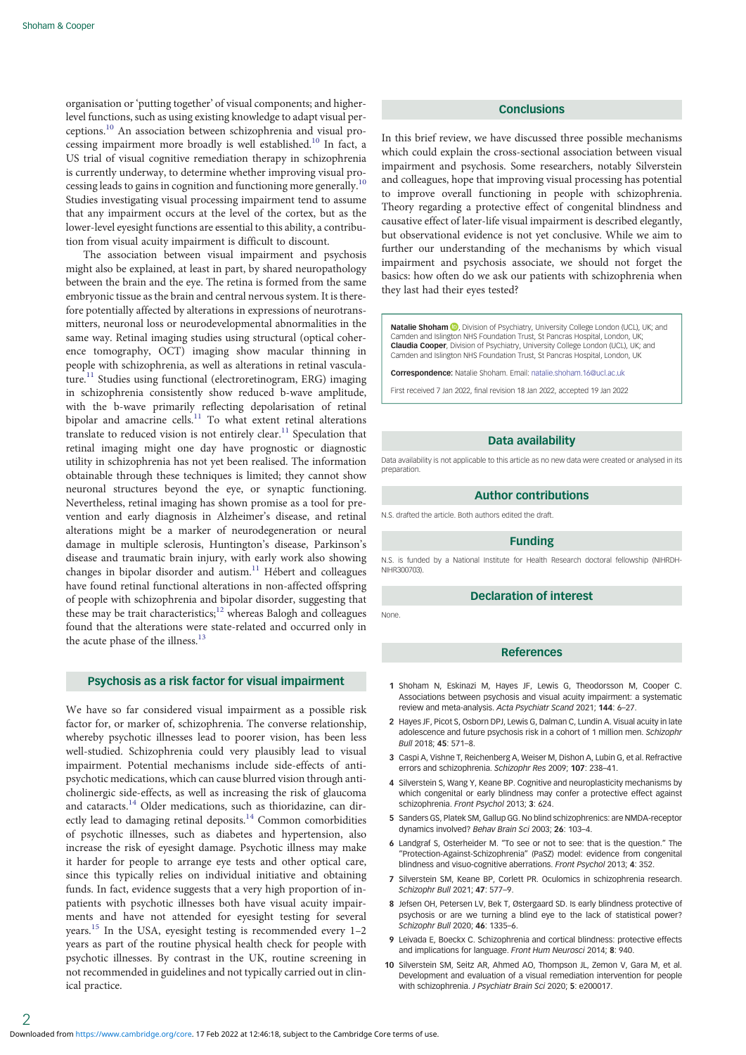organisation or 'putting together' of visual components; and higher-level functions, such as using existing knowledge to adapt visual perceptions.[10] An association between schizophrenia and visual processing impairment more broadly is well established.[10] In fact, a US trial of visual cognitive remediation therapy in schizophrenia is currently underway, to determine whether improving visual processing leads to gains in cognition and functioning more generally.[10] Studies investigating visual processing impairment tend to assume that any impairment occurs at the level of the cortex, but as the lower-level eyesight functions are essential to this ability, a contribution from visual acuity impairment is difficult to discount.

The association between visual impairment and psychosis might also be explained, at least in part, by shared neuropathology between the brain and the eye. The retina is formed from the same embryonic tissue as the brain and central nervous system. It is therefore potentially affected by alterations in expressions of neurotransmitters, neuronal loss or neurodevelopmental abnormalities in the same way. Retinal imaging studies using structural (optical coherence tomography, OCT) imaging show macular thinning in people with schizophrenia, as well as alterations in retinal vasculature.[11] Studies using functional (electroretinogram, ERG) imaging in schizophrenia consistently show reduced b-wave amplitude, with the b-wave primarily reflecting depolarisation of retinal bipolar and amacrine cells.[11] To what extent retinal alterations translate to reduced vision is not entirely clear.[11] Speculation that retinal imaging might one day have prognostic or diagnostic utility in schizophrenia has not yet been realised. The information obtainable through these techniques is limited; they cannot show neuronal structures beyond the eye, or synaptic functioning. Nevertheless, retinal imaging has shown promise as a tool for prevention and early diagnosis in Alzheimer's disease, and retinal alterations might be a marker of neurodegeneration or neural damage in multiple sclerosis, Huntington's disease, Parkinson's disease and traumatic brain injury, with early work also showing changes in bipolar disorder and autism.[11] Hébert and colleagues have found retinal functional alterations in non-affected offspring of people with schizophrenia and bipolar disorder, suggesting that these may be trait characteristics;[12] whereas Balogh and colleagues found that the alterations were state-related and occurred only in the acute phase of the illness.[13]

## Psychosis as a risk factor for visual impairment

We have so far considered visual impairment as a possible risk factor for, or marker of, schizophrenia. The converse relationship, whereby psychotic illnesses lead to poorer vision, has been less well-studied. Schizophrenia could very plausibly lead to visual impairment. Potential mechanisms include side-effects of antipsychotic medications, which can cause blurred vision through anticholinergic side-effects, as well as increasing the risk of glaucoma and cataracts.[14] Older medications, such as thioridazine, can directly lead to damaging retinal deposits.[14] Common comorbidities of psychotic illnesses, such as diabetes and hypertension, also increase the risk of eyesight damage. Psychotic illness may make it harder for people to arrange eye tests and other optical care, since this typically relies on individual initiative and obtaining funds. In fact, evidence suggests that a very high proportion of inpatients with psychotic illnesses both have visual acuity impairments and have not attended for eyesight testing for several years.[15] In the USA, eyesight testing is recommended every 1–2 years as part of the routine physical health check for people with psychotic illnesses. By contrast in the UK, routine screening in not recommended in guidelines and not typically carried out in clinical practice.

## Conclusions

In this brief review, we have discussed three possible mechanisms which could explain the cross-sectional association between visual impairment and psychosis. Some researchers, notably Silverstein and colleagues, hope that improving visual processing has potential to improve overall functioning in people with schizophrenia. Theory regarding a protective effect of congenital blindness and causative effect of later-life visual impairment is described elegantly, but observational evidence is not yet conclusive. While we aim to further our understanding of the mechanisms by which visual impairment and psychosis associate, we should not forget the basics: how often do we ask our patients with schizophrenia when they last had their eyes tested?

**Natalie Shoham**, Division of Psychiatry, University College London (UCL), UK; and Camden and Islington NHS Foundation Trust, St Pancras Hospital, London, UK; **Claudia Cooper**, Division of Psychiatry, University College London (UCL), UK; and Camden and Islington NHS Foundation Trust, St Pancras Hospital, London, UK

**Correspondence:** Natalie Shoham. Email: natalie.shoham.16@ucl.ac.uk

First received 7 Jan 2022, final revision 18 Jan 2022, accepted 19 Jan 2022

## Data availability

Data availability is not applicable to this article as no new data were created or analysed in its preparation.

## Author contributions

N.S. drafted the article. Both authors edited the draft.

## Funding

N.S. is funded by a National Institute for Health Research doctoral fellowship (NIHRDH-NIHR300703).

## Declaration of interest

None.

## References

1. Shoham N, Eskinazi M, Hayes JF, Lewis G, Theodorsson M, Cooper C. Associations between psychosis and visual acuity impairment: a systematic review and meta-analysis. *Acta Psychiatr Scand* 2021; **144**: 6–27.
2. Hayes JF, Picot S, Osborn DPJ, Lewis G, Dalman C, Lundin A. Visual acuity in late adolescence and future psychosis risk in a cohort of 1 million men. *Schizophr Bull* 2018; **45**: 571–8.
3. Caspi A, Vishne T, Reichenberg A, Weiser M, Dishon A, Lubin G, et al. Refractive errors and schizophrenia. *Schizophr Res* 2009; **107**: 238–41.
4. Silverstein S, Wang Y, Keane BP. Cognitive and neuroplasticity mechanisms by which congenital or early blindness may confer a protective effect against schizophrenia. *Front Psychol* 2013; **3**: 624.
5. Sanders GS, Platek SM, Gallup GG. No blind schizophrenics: are NMDA-receptor dynamics involved? *Behav Brain Sci* 2003; **26**: 103–4.
6. Landgraf S, Osterheider M. "To see or not to see: that is the question." The "Protection-Against-Schizophrenia" (PaSZ) model: evidence from congenital blindness and visuo-cognitive aberrations. *Front Psychol* 2013; **4**: 352.
7. Silverstein SM, Keane BP, Corlett PR. Oculomics in schizophrenia research. *Schizophr Bull* 2021; **47**: 577–9.
8. Jefsen OH, Petersen LV, Bek T, Østergaard SD. Is early blindness protective of psychosis or are we turning a blind eye to the lack of statistical power? *Schizophr Bull* 2020; **46**: 1335–6.
9. Leivada E, Boeckx C. Schizophrenia and cortical blindness: protective effects and implications for language. *Front Hum Neurosci* 2014; **8**: 940.
10. Silverstein SM, Seitz AR, Ahmed AO, Thompson JL, Zemon V, Gara M, et al. Development and evaluation of a visual remediation intervention for people with schizophrenia. *J Psychiatr Brain Sci* 2020; **5**: e200017.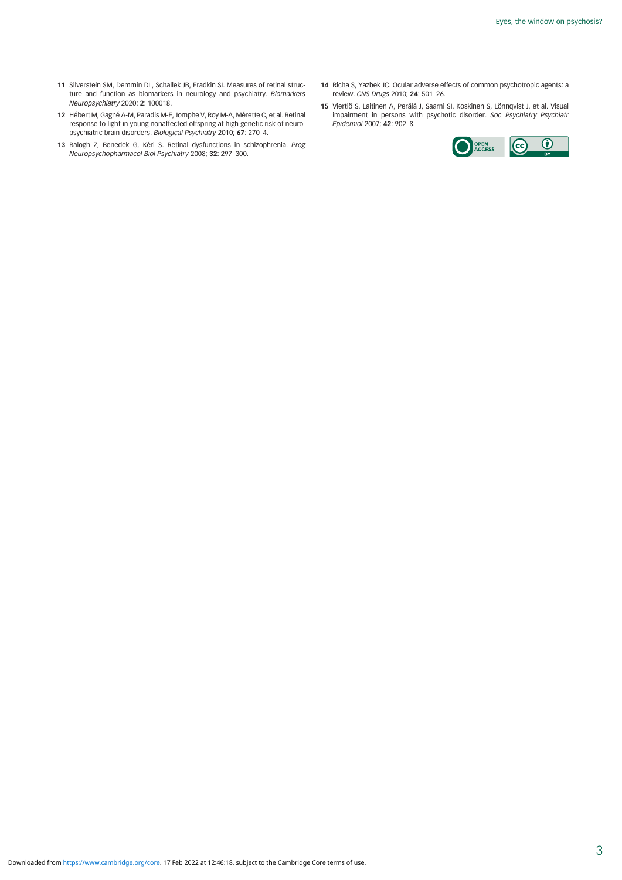11 Silverstein SM, Demmin DL, Schallek JB, Fradkin SI. Measures of retinal structure and function as biomarkers in neurology and psychiatry. *Biomarkers Neuropsychiatry* 2020; **2**: 100018.

12 Hébert M, Gagné A-M, Paradis M-E, Jomphe V, Roy M-A, Mérette C, et al. Retinal response to light in young nonaffected offspring at high genetic risk of neuropsychiatric brain disorders. *Biological Psychiatry* 2010; **67**: 270–4.

13 Balogh Z, Benedek G, Kéri S. Retinal dysfunctions in schizophrenia. *Prog Neuropsychopharmacol Biol Psychiatry* 2008; **32**: 297–300.

14 Richa S, Yazbek JC. Ocular adverse effects of common psychotropic agents: a review. *CNS Drugs* 2010; **24**: 501–26.

15 Viertiö S, Laitinen A, Perälä J, Saarni SI, Koskinen S, Lönnqvist J, et al. Visual impairment in persons with psychotic disorder. *Soc Psychiatry Psychiatr Epidemiol* 2007; **42**: 902–8.

Downloaded from https://www.cambridge.org/core. 17 Feb 2022 at 12:46:18, subject to the Cambridge Core terms of use.